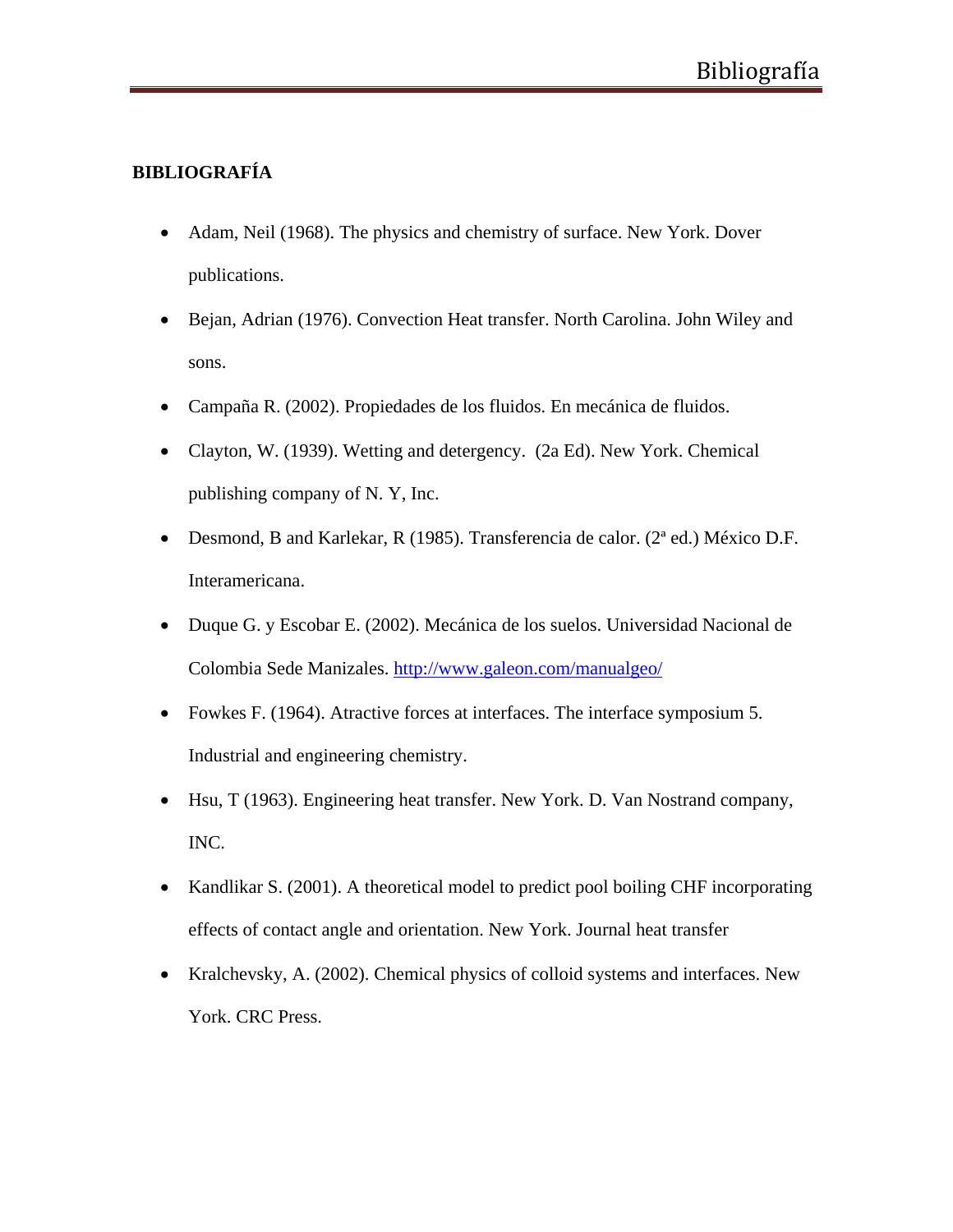**BIBLIOGRAFÍA**

- Adam, Neil (1968). The physics and chemistry of surface. New York. Dover publications.
- Bejan, Adrian (1976). Convection Heat transfer. North Carolina. John Wiley and sons.
- Campaña R. (2002). Propiedades de los fluidos. En mecánica de fluidos.
- Clayton, W. (1939). Wetting and detergency. (2a Ed). New York. Chemical publishing company of N. Y, Inc.
- Desmond, B and Karlekar, R (1985). Transferencia de calor. (2ª ed.) México D.F. Interamericana.
- Duque G. y Escobar E. (2002). Mecánica de los suelos. Universidad Nacional de Colombia Sede Manizales. [http://www.galeon.com/manualgeo/](http://www.galeon.com/manualgeo/)
- Fowkes F. (1964). Atractive forces at interfaces. The interface symposium 5. Industrial and engineering chemistry.
- Hsu, T (1963). Engineering heat transfer. New York. D. Van Nostrand company, INC.
- Kandlikar S. (2001). A theoretical model to predict pool boiling CHF incorporating effects of contact angle and orientation. New York. Journal heat transfer
- Kralchevsky, A. (2002). Chemical physics of colloid systems and interfaces. New York. CRC Press.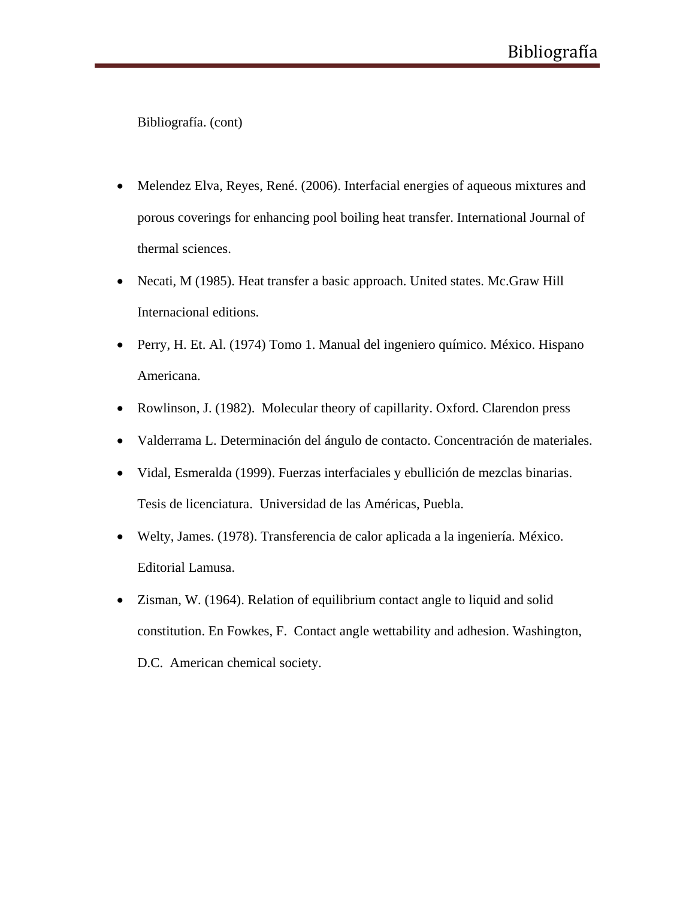Bibliografía. (cont)

- Melendez Elva, Reyes, René. (2006). Interfacial energies of aqueous mixtures and porous coverings for enhancing pool boiling heat transfer. International Journal of thermal sciences.
- Necati, M (1985). Heat transfer a basic approach. United states. Mc.Graw Hill Internacional editions.
- Perry, H. Et. Al. (1974) Tomo 1. Manual del ingeniero químico. México. Hispano Americana.
- Rowlinson, J. (1982). Molecular theory of capillarity. Oxford. Clarendon press
- Valderrama L. Determinación del ángulo de contacto. Concentración de materiales.
- Vidal, Esmeralda (1999). Fuerzas interfaciales y ebullición de mezclas binarias. Tesis de licenciatura. Universidad de las Américas, Puebla.
- Welty, James. (1978). Transferencia de calor aplicada a la ingeniería. México. Editorial Lamusa.
- Zisman, W. (1964). Relation of equilibrium contact angle to liquid and solid constitution. En Fowkes, F. Contact angle wettability and adhesion. Washington, D.C. American chemical society.